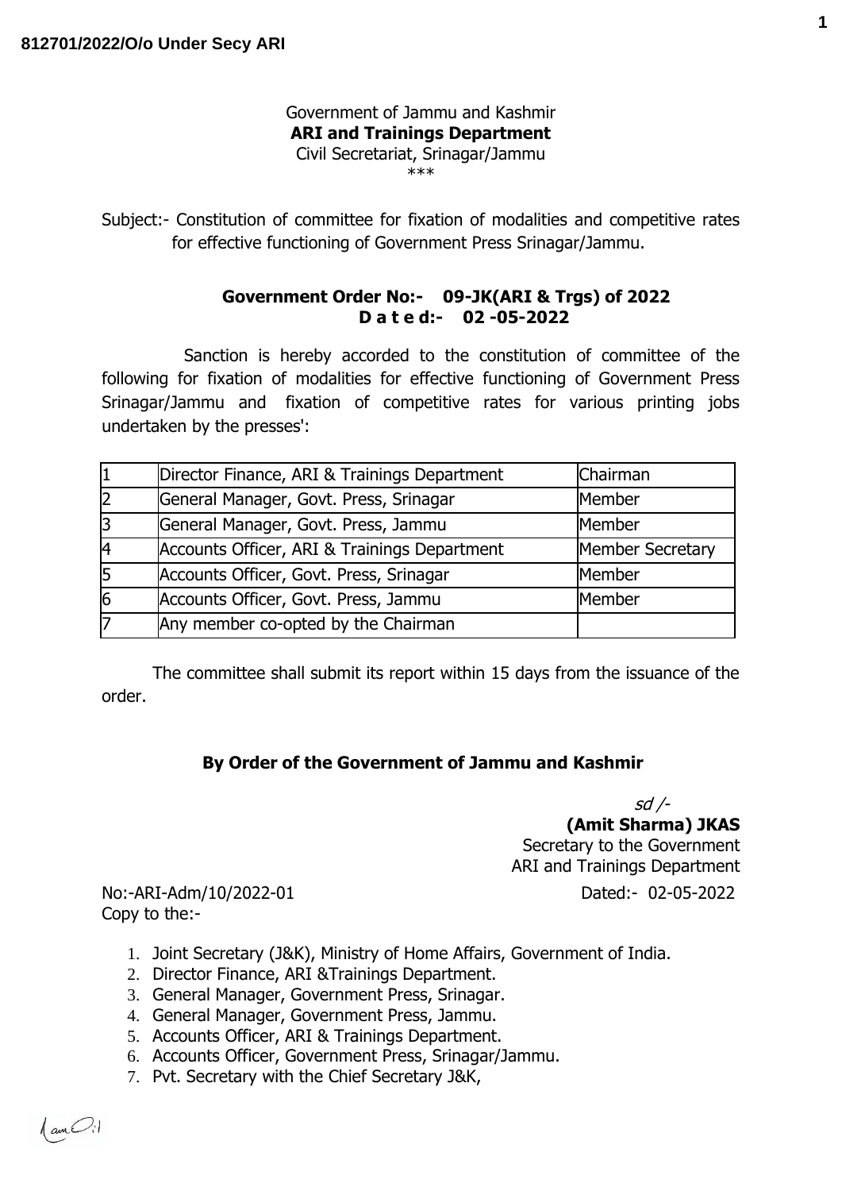812701/2022/O/o Under Secy ARI

Government of Jammu and Kashmir
**ARI and Trainings Department**
Civil Secretariat, Srinagar/Jammu
\*\*\*

Subject:- Constitution of committee for fixation of modalities and competitive rates for effective functioning of Government Press Srinagar/Jammu.

**Government Order No:- 09-JK(ARI & Trgs) of 2022**
**D a t e d:- 02 -05-2022**

Sanction is hereby accorded to the constitution of committee of the following for fixation of modalities for effective functioning of Government Press Srinagar/Jammu and fixation of competitive rates for various printing jobs undertaken by the presses':

| | | |
|---|---|---|
| 1 | Director Finance, ARI & Trainings Department | Chairman |
| 2 | General Manager, Govt. Press, Srinagar | Member |
| 3 | General Manager, Govt. Press, Jammu | Member |
| 4 | Accounts Officer, ARI & Trainings Department | Member Secretary |
| 5 | Accounts Officer, Govt. Press, Srinagar | Member |
| 6 | Accounts Officer, Govt. Press, Jammu | Member |
| 7 | Any member co-opted by the Chairman | |

The committee shall submit its report within 15 days from the issuance of the order.

**By Order of the Government of Jammu and Kashmir**

*sd /-*
**(Amit Sharma) JKAS**
Secretary to the Government
ARI and Trainings Department

No:-ARI-Adm/10/2022-01 Dated:- 02-05-2022
Copy to the:-

1. Joint Secretary (J&K), Ministry of Home Affairs, Government of India.
2. Director Finance, ARI &Trainings Department.
3. General Manager, Government Press, Srinagar.
4. General Manager, Government Press, Jammu.
5. Accounts Officer, ARI & Trainings Department.
6. Accounts Officer, Government Press, Srinagar/Jammu.
7. Pvt. Secretary with the Chief Secretary J&K,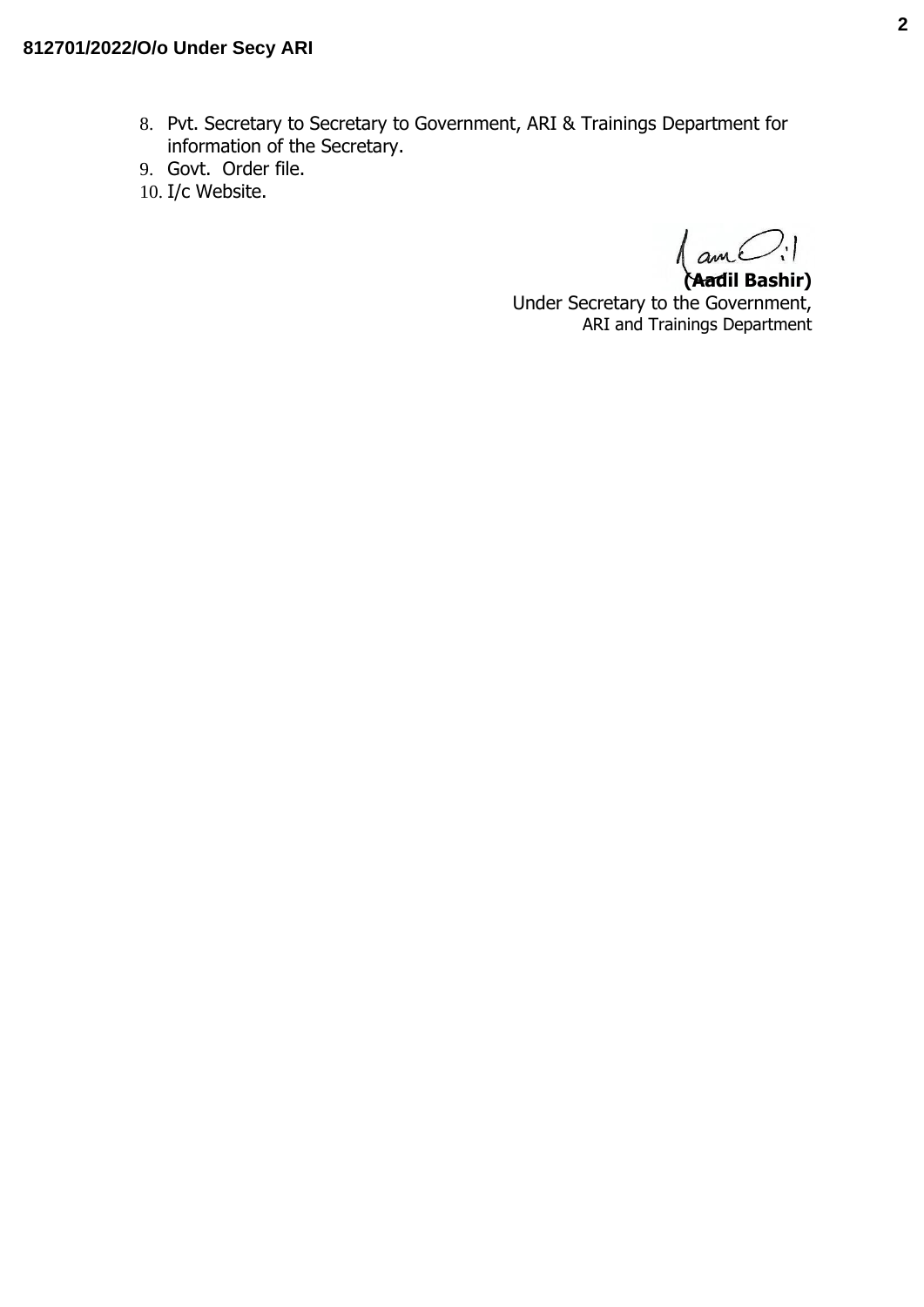8. Pvt. Secretary to Secretary to Government, ARI & Trainings Department for information of the Secretary.
9. Govt. Order file.
10. I/c Website.

**(Aadil Bashir)**
Under Secretary to the Government,
ARI and Trainings Department